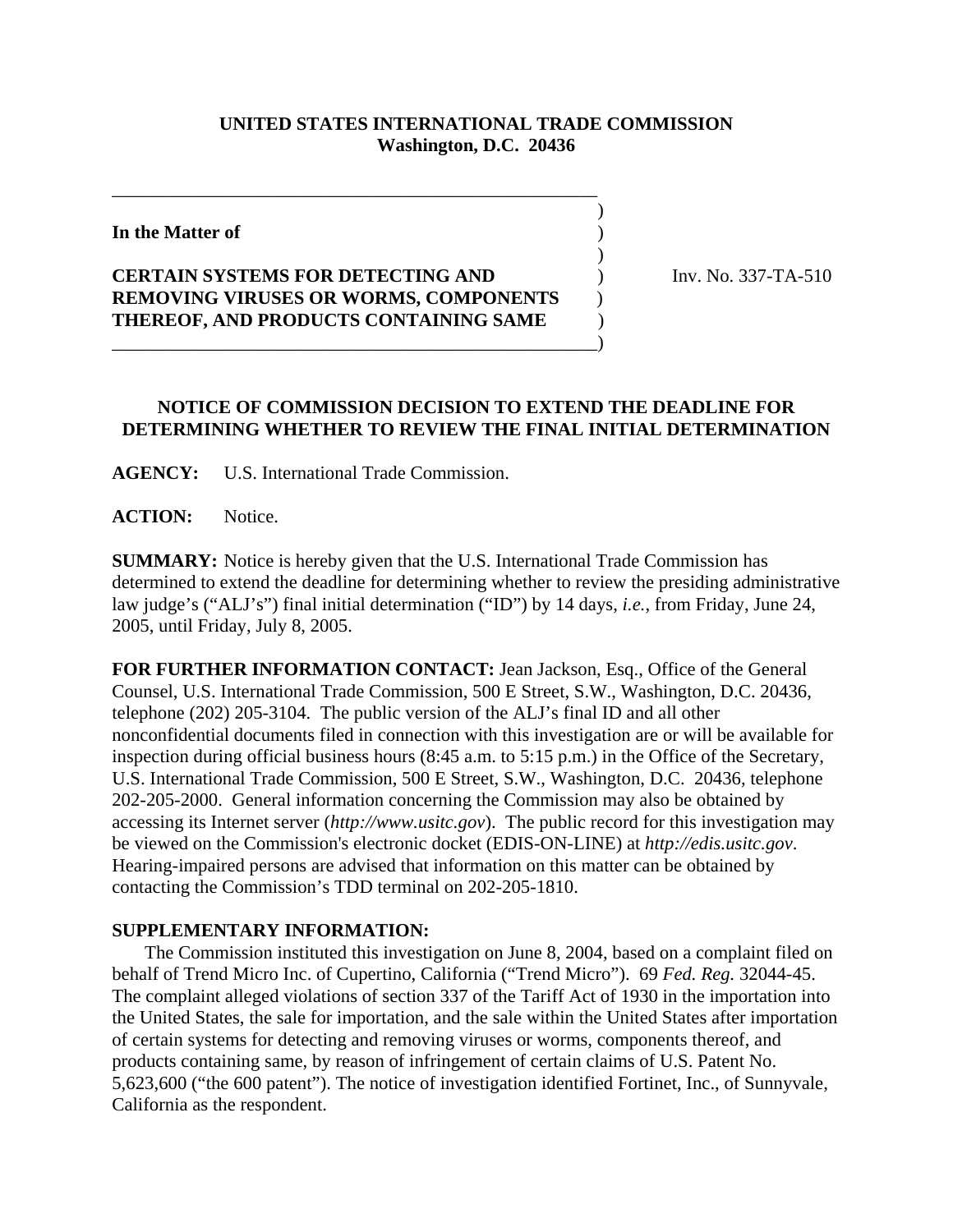**UNITED STATES INTERNATIONAL TRADE COMMISSION**
**Washington, D.C. 20436**

**In the Matter of**

**CERTAIN SYSTEMS FOR DETECTING AND REMOVING VIRUSES OR WORMS, COMPONENTS THEREOF, AND PRODUCTS CONTAINING SAME**

Inv. No. 337-TA-510

## NOTICE OF COMMISSION DECISION TO EXTEND THE DEADLINE FOR DETERMINING WHETHER TO REVIEW THE FINAL INITIAL DETERMINATION

**AGENCY:** U.S. International Trade Commission.

**ACTION:** Notice.

**SUMMARY:** Notice is hereby given that the U.S. International Trade Commission has determined to extend the deadline for determining whether to review the presiding administrative law judge's ("ALJ's") final initial determination ("ID") by 14 days, *i.e.*, from Friday, June 24, 2005, until Friday, July 8, 2005.

**FOR FURTHER INFORMATION CONTACT:** Jean Jackson, Esq., Office of the General Counsel, U.S. International Trade Commission, 500 E Street, S.W., Washington, D.C. 20436, telephone (202) 205-3104. The public version of the ALJ's final ID and all other nonconfidential documents filed in connection with this investigation are or will be available for inspection during official business hours (8:45 a.m. to 5:15 p.m.) in the Office of the Secretary, U.S. International Trade Commission, 500 E Street, S.W., Washington, D.C. 20436, telephone 202-205-2000. General information concerning the Commission may also be obtained by accessing its Internet server (*http://www.usitc.gov*). The public record for this investigation may be viewed on the Commission's electronic docket (EDIS-ON-LINE) at *http://edis.usitc.gov*. Hearing-impaired persons are advised that information on this matter can be obtained by contacting the Commission's TDD terminal on 202-205-1810.

**SUPPLEMENTARY INFORMATION:**

The Commission instituted this investigation on June 8, 2004, based on a complaint filed on behalf of Trend Micro Inc. of Cupertino, California ("Trend Micro"). 69 *Fed. Reg.* 32044-45. The complaint alleged violations of section 337 of the Tariff Act of 1930 in the importation into the United States, the sale for importation, and the sale within the United States after importation of certain systems for detecting and removing viruses or worms, components thereof, and products containing same, by reason of infringement of certain claims of U.S. Patent No. 5,623,600 ("the 600 patent"). The notice of investigation identified Fortinet, Inc., of Sunnyvale, California as the respondent.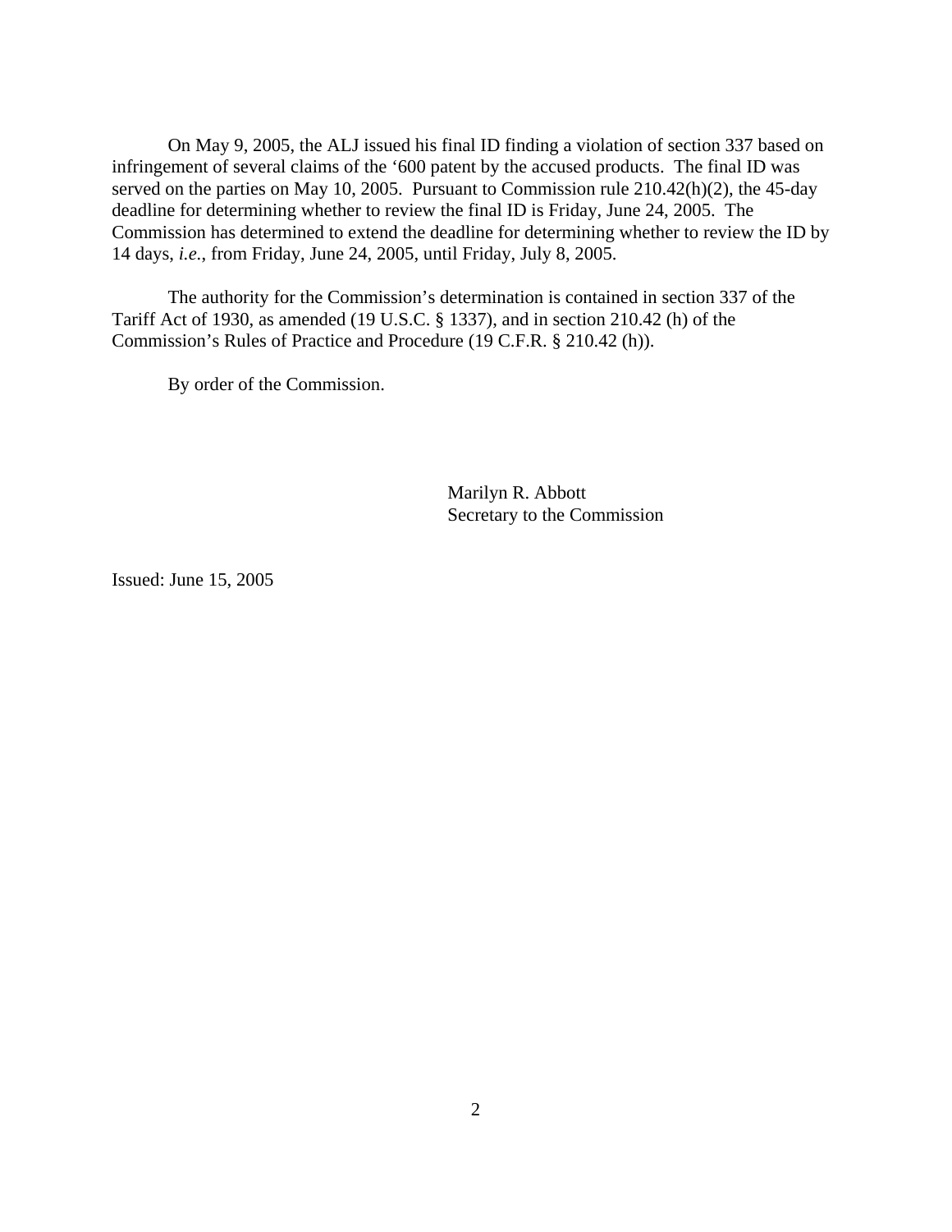On May 9, 2005, the ALJ issued his final ID finding a violation of section 337 based on infringement of several claims of the ‘600 patent by the accused products. The final ID was served on the parties on May 10, 2005. Pursuant to Commission rule 210.42(h)(2), the 45-day deadline for determining whether to review the final ID is Friday, June 24, 2005. The Commission has determined to extend the deadline for determining whether to review the ID by 14 days, *i.e.*, from Friday, June 24, 2005, until Friday, July 8, 2005.

The authority for the Commission's determination is contained in section 337 of the Tariff Act of 1930, as amended (19 U.S.C. § 1337), and in section 210.42 (h) of the Commission's Rules of Practice and Procedure (19 C.F.R. § 210.42 (h)).

By order of the Commission.

Marilyn R. Abbott
Secretary to the Commission

Issued: June 15, 2005